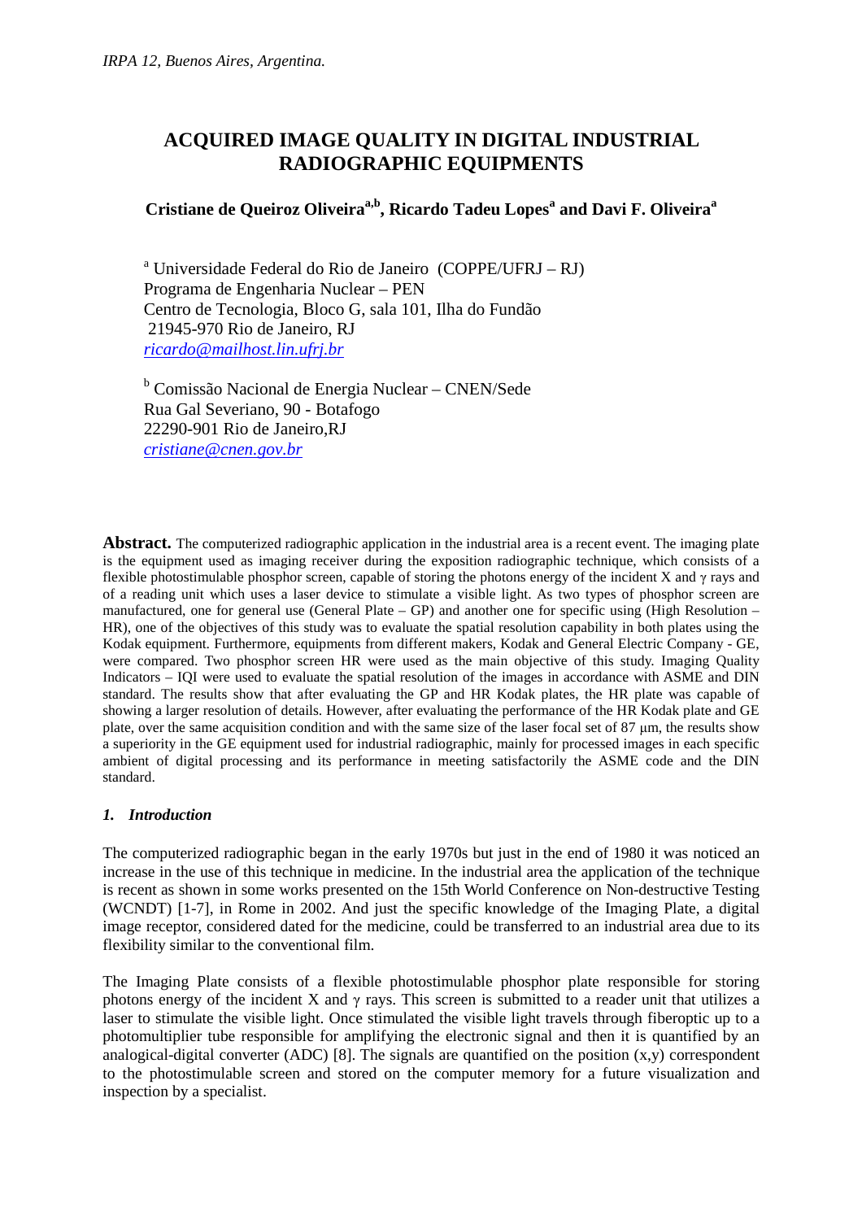IRPA 12, Buenos Aires, Argentina.

# ACQUIRED IMAGE QUALITY IN DIGITAL INDUSTRIAL RADIOGRAPHIC EQUIPMENTS

**Cristiane de Queiroz Oliveira[a,b], Ricardo Tadeu Lopes[a] and Davi F. Oliveira[a]**

[a] Universidade Federal do Rio de Janeiro (COPPE/UFRJ – RJ)
Programa de Engenharia Nuclear – PEN
Centro de Tecnologia, Bloco G, sala 101, Ilha do Fundão
21945-970 Rio de Janeiro, RJ
*ricardo@mailhost.lin.ufrj.br*

[b] Comissão Nacional de Energia Nuclear – CNEN/Sede
Rua Gal Severiano, 90 - Botafogo
22290-901 Rio de Janeiro,RJ
*cristiane@cnen.gov.br*

**Abstract.** The computerized radiographic application in the industrial area is a recent event. The imaging plate is the equipment used as imaging receiver during the exposition radiographic technique, which consists of a flexible photostimulable phosphor screen, capable of storing the photons energy of the incident X and $\gamma$ rays and of a reading unit which uses a laser device to stimulate a visible light. As two types of phosphor screen are manufactured, one for general use (General Plate – GP) and another one for specific using (High Resolution – HR), one of the objectives of this study was to evaluate the spatial resolution capability in both plates using the Kodak equipment. Furthermore, equipments from different makers, Kodak and General Electric Company - GE, were compared. Two phosphor screen HR were used as the main objective of this study. Imaging Quality Indicators – IQI were used to evaluate the spatial resolution of the images in accordance with ASME and DIN standard. The results show that after evaluating the GP and HR Kodak plates, the HR plate was capable of showing a larger resolution of details. However, after evaluating the performance of the HR Kodak plate and GE plate, over the same acquisition condition and with the same size of the laser focal set of 87 µm, the results show a superiority in the GE equipment used for industrial radiographic, mainly for processed images in each specific ambient of digital processing and its performance in meeting satisfactorily the ASME code and the DIN standard.

## 1. *Introduction*

The computerized radiographic began in the early 1970s but just in the end of 1980 it was noticed an increase in the use of this technique in medicine. In the industrial area the application of the technique is recent as shown in some works presented on the 15th World Conference on Non-destructive Testing (WCNDT) [1-7], in Rome in 2002. And just the specific knowledge of the Imaging Plate, a digital image receptor, considered dated for the medicine, could be transferred to an industrial area due to its flexibility similar to the conventional film.

The Imaging Plate consists of a flexible photostimulable phosphor plate responsible for storing photons energy of the incident X and $\gamma$ rays. This screen is submitted to a reader unit that utilizes a laser to stimulate the visible light. Once stimulated the visible light travels through fiberoptic up to a photomultiplier tube responsible for amplifying the electronic signal and then it is quantified by an analogical-digital converter (ADC) [8]. The signals are quantified on the position (x,y) correspondent to the photostimulable screen and stored on the computer memory for a future visualization and inspection by a specialist.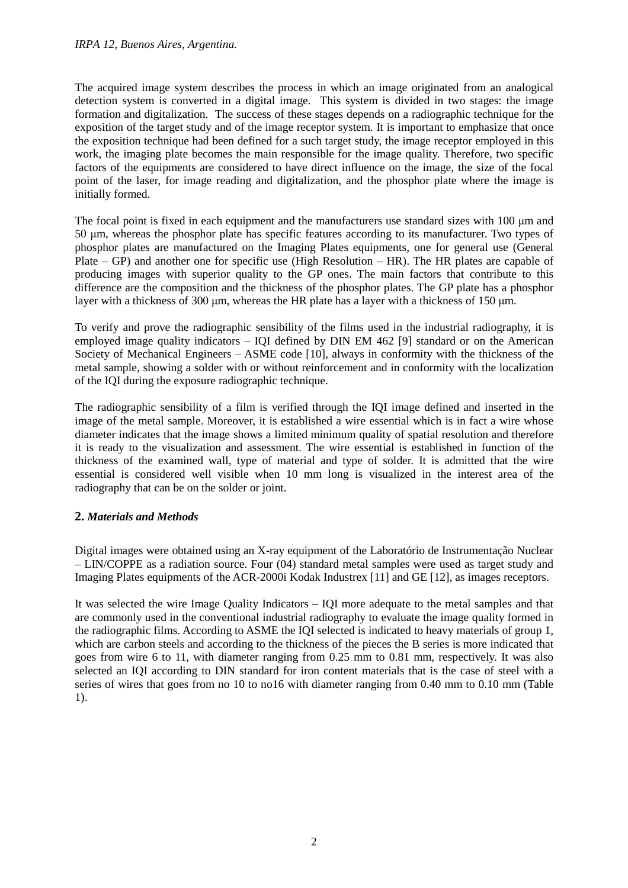The acquired image system describes the process in which an image originated from an analogical detection system is converted in a digital image. This system is divided in two stages: the image formation and digitalization. The success of these stages depends on a radiographic technique for the exposition of the target study and of the image receptor system. It is important to emphasize that once the exposition technique had been defined for a such target study, the image receptor employed in this work, the imaging plate becomes the main responsible for the image quality. Therefore, two specific factors of the equipments are considered to have direct influence on the image, the size of the focal point of the laser, for image reading and digitalization, and the phosphor plate where the image is initially formed.

The focal point is fixed in each equipment and the manufacturers use standard sizes with 100 μm and 50 μm, whereas the phosphor plate has specific features according to its manufacturer. Two types of phosphor plates are manufactured on the Imaging Plates equipments, one for general use (General Plate – GP) and another one for specific use (High Resolution – HR). The HR plates are capable of producing images with superior quality to the GP ones. The main factors that contribute to this difference are the composition and the thickness of the phosphor plates. The GP plate has a phosphor layer with a thickness of 300 μm, whereas the HR plate has a layer with a thickness of 150 μm.

To verify and prove the radiographic sensibility of the films used in the industrial radiography, it is employed image quality indicators – IQI defined by DIN EM 462 [9] standard or on the American Society of Mechanical Engineers – ASME code [10], always in conformity with the thickness of the metal sample, showing a solder with or without reinforcement and in conformity with the localization of the IQI during the exposure radiographic technique.

The radiographic sensibility of a film is verified through the IQI image defined and inserted in the image of the metal sample. Moreover, it is established a wire essential which is in fact a wire whose diameter indicates that the image shows a limited minimum quality of spatial resolution and therefore it is ready to the visualization and assessment. The wire essential is established in function of the thickness of the examined wall, type of material and type of solder. It is admitted that the wire essential is considered well visible when 10 mm long is visualized in the interest area of the radiography that can be on the solder or joint.

## 2. *Materials and Methods*

Digital images were obtained using an X-ray equipment of the Laboratório de Instrumentação Nuclear – LIN/COPPE as a radiation source. Four (04) standard metal samples were used as target study and Imaging Plates equipments of the ACR-2000i Kodak Industrex [11] and GE [12], as images receptors.

It was selected the wire Image Quality Indicators – IQI more adequate to the metal samples and that are commonly used in the conventional industrial radiography to evaluate the image quality formed in the radiographic films. According to ASME the IQI selected is indicated to heavy materials of group 1, which are carbon steels and according to the thickness of the pieces the B series is more indicated that goes from wire 6 to 11, with diameter ranging from 0.25 mm to 0.81 mm, respectively. It was also selected an IQI according to DIN standard for iron content materials that is the case of steel with a series of wires that goes from no 10 to no16 with diameter ranging from 0.40 mm to 0.10 mm (Table 1).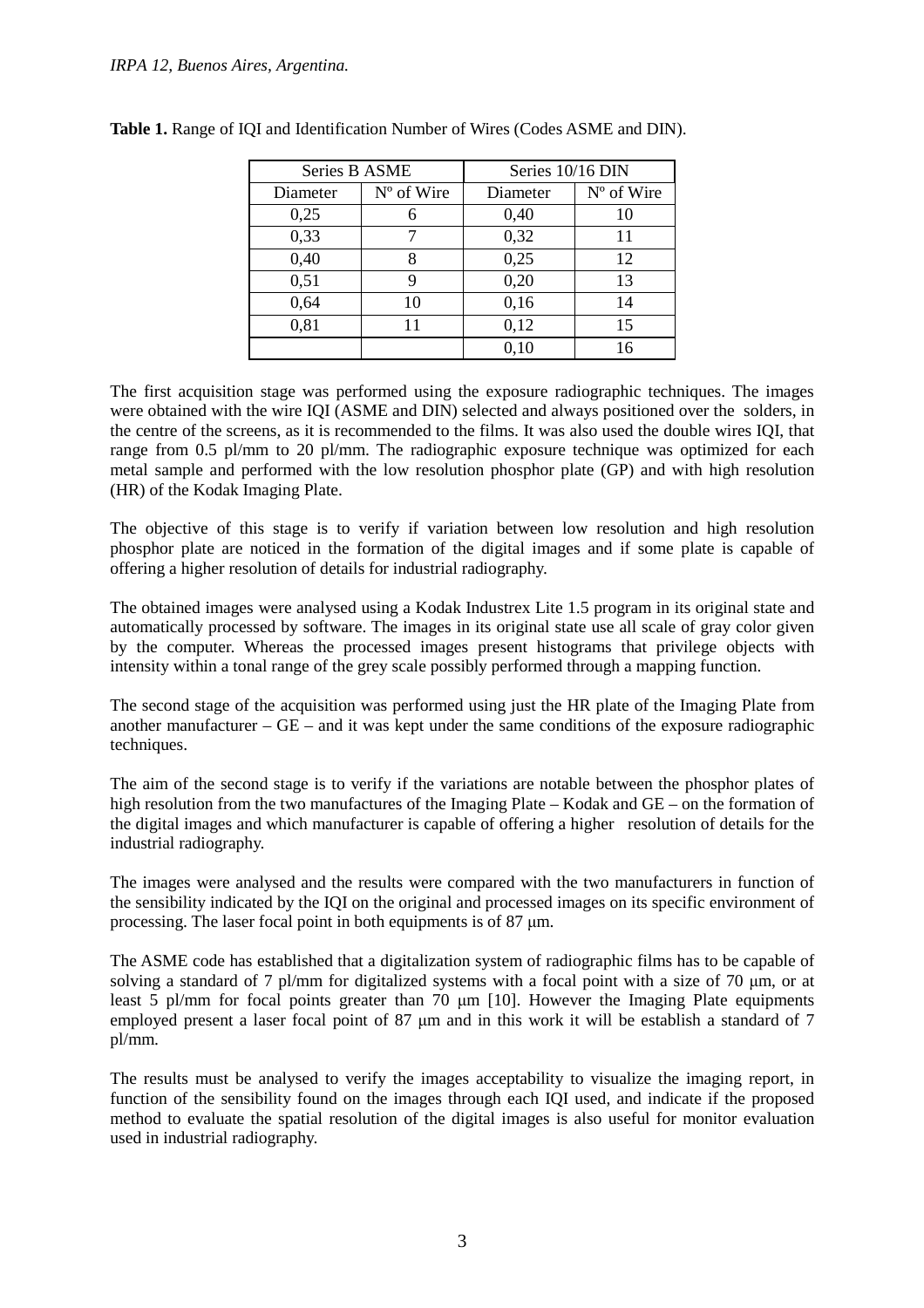**Table 1.** Range of IQI and Identification Number of Wires (Codes ASME and DIN).

| Series B ASME | | Series 10/16 DIN | |
|---|---|---|---|
| Diameter | Nº of Wire | Diameter | Nº of Wire |
| 0,25 | 6 | 0,40 | 10 |
| 0,33 | 7 | 0,32 | 11 |
| 0,40 | 8 | 0,25 | 12 |
| 0,51 | 9 | 0,20 | 13 |
| 0,64 | 10 | 0,16 | 14 |
| 0,81 | 11 | 0,12 | 15 |
| | | 0,10 | 16 |

The first acquisition stage was performed using the exposure radiographic techniques. The images were obtained with the wire IQI (ASME and DIN) selected and always positioned over the solders, in the centre of the screens, as it is recommended to the films. It was also used the double wires IQI, that range from 0.5 pl/mm to 20 pl/mm. The radiographic exposure technique was optimized for each metal sample and performed with the low resolution phosphor plate (GP) and with high resolution (HR) of the Kodak Imaging Plate.

The objective of this stage is to verify if variation between low resolution and high resolution phosphor plate are noticed in the formation of the digital images and if some plate is capable of offering a higher resolution of details for industrial radiography.

The obtained images were analysed using a Kodak Industrex Lite 1.5 program in its original state and automatically processed by software. The images in its original state use all scale of gray color given by the computer. Whereas the processed images present histograms that privilege objects with intensity within a tonal range of the grey scale possibly performed through a mapping function.

The second stage of the acquisition was performed using just the HR plate of the Imaging Plate from another manufacturer – GE – and it was kept under the same conditions of the exposure radiographic techniques.

The aim of the second stage is to verify if the variations are notable between the phosphor plates of high resolution from the two manufactures of the Imaging Plate – Kodak and GE – on the formation of the digital images and which manufacturer is capable of offering a higher resolution of details for the industrial radiography.

The images were analysed and the results were compared with the two manufacturers in function of the sensibility indicated by the IQI on the original and processed images on its specific environment of processing. The laser focal point in both equipments is of 87 μm.

The ASME code has established that a digitalization system of radiographic films has to be capable of solving a standard of 7 pl/mm for digitalized systems with a focal point with a size of 70 μm, or at least 5 pl/mm for focal points greater than 70 μm [10]. However the Imaging Plate equipments employed present a laser focal point of 87 μm and in this work it will be establish a standard of 7 pl/mm.

The results must be analysed to verify the images acceptability to visualize the imaging report, in function of the sensibility found on the images through each IQI used, and indicate if the proposed method to evaluate the spatial resolution of the digital images is also useful for monitor evaluation used in industrial radiography.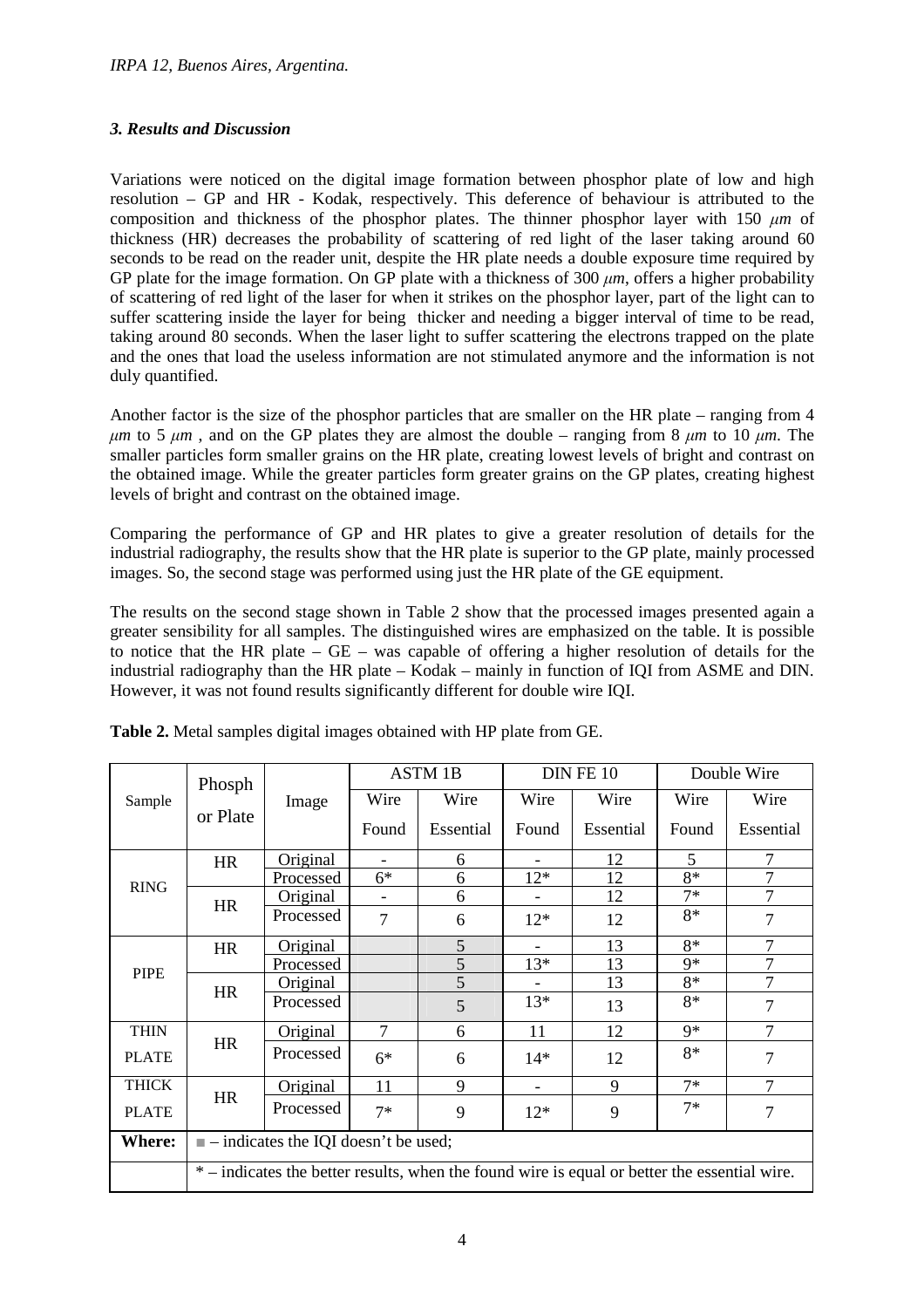### *3. Results and Discussion*

Variations were noticed on the digital image formation between phosphor plate of low and high resolution – GP and HR - Kodak, respectively. This deference of behaviour is attributed to the composition and thickness of the phosphor plates. The thinner phosphor layer with 150 $\mu m$ of thickness (HR) decreases the probability of scattering of red light of the laser taking around 60 seconds to be read on the reader unit, despite the HR plate needs a double exposure time required by GP plate for the image formation. On GP plate with a thickness of 300 $\mu m$, offers a higher probability of scattering of red light of the laser for when it strikes on the phosphor layer, part of the light can to suffer scattering inside the layer for being thicker and needing a bigger interval of time to be read, taking around 80 seconds. When the laser light to suffer scattering the electrons trapped on the plate and the ones that load the useless information are not stimulated anymore and the information is not duly quantified.

Another factor is the size of the phosphor particles that are smaller on the HR plate – ranging from 4 $\mu m$ to 5 $\mu m$ , and on the GP plates they are almost the double – ranging from 8 $\mu m$ to 10 $\mu m$. The smaller particles form smaller grains on the HR plate, creating lowest levels of bright and contrast on the obtained image. While the greater particles form greater grains on the GP plates, creating highest levels of bright and contrast on the obtained image.

Comparing the performance of GP and HR plates to give a greater resolution of details for the industrial radiography, the results show that the HR plate is superior to the GP plate, mainly processed images. So, the second stage was performed using just the HR plate of the GE equipment.

The results on the second stage shown in Table 2 show that the processed images presented again a greater sensibility for all samples. The distinguished wires are emphasized on the table. It is possible to notice that the HR plate – GE – was capable of offering a higher resolution of details for the industrial radiography than the HR plate – Kodak – mainly in function of IQI from ASME and DIN. However, it was not found results significantly different for double wire IQI.

**Table 2.** Metal samples digital images obtained with HP plate from GE.

| Sample | Phosphor Plate | Image | ASTM 1B | | DIN FE 10 | | Double Wire | |
|---|---|---|---|---|---|---|---|---|
| | | | Wire Found | Wire Essential | Wire Found | Wire Essential | Wire Found | Wire Essential |
| RING | HR | Original | - | 6 | - | 12 | 5 | 7 |
| | | Processed | 6* | 6 | 12* | 12 | 8* | 7 |
| | HR | Original | - | 6 | - | 12 | 7* | 7 |
| | | Processed | 7 | 6 | 12* | 12 | 8* | 7 |
| PIPE | HR | Original | ■ | 5 | - | 13 | 8* | 7 |
| | | Processed | ■ | 5 | 13* | 13 | 9* | 7 |
| | HR | Original | ■ | 5 | - | 13 | 8* | 7 |
| | | Processed | ■ | 5 | 13* | 13 | 8* | 7 |
| THIN PLATE | HR | Original | 7 | 6 | 11 | 12 | 9* | 7 |
| | | Processed | 6* | 6 | 14* | 12 | 8* | 7 |
| THICK PLATE | HR | Original | 11 | 9 | - | 9 | 7* | 7 |
| | | Processed | 7* | 9 | 12* | 9 | 7* | 7 |
| **Where:** | ■ – indicates the IQI doesn't be used; | | | | | | | |
| | * – indicates the better results, when the found wire is equal or better the essential wire. | | | | | | | |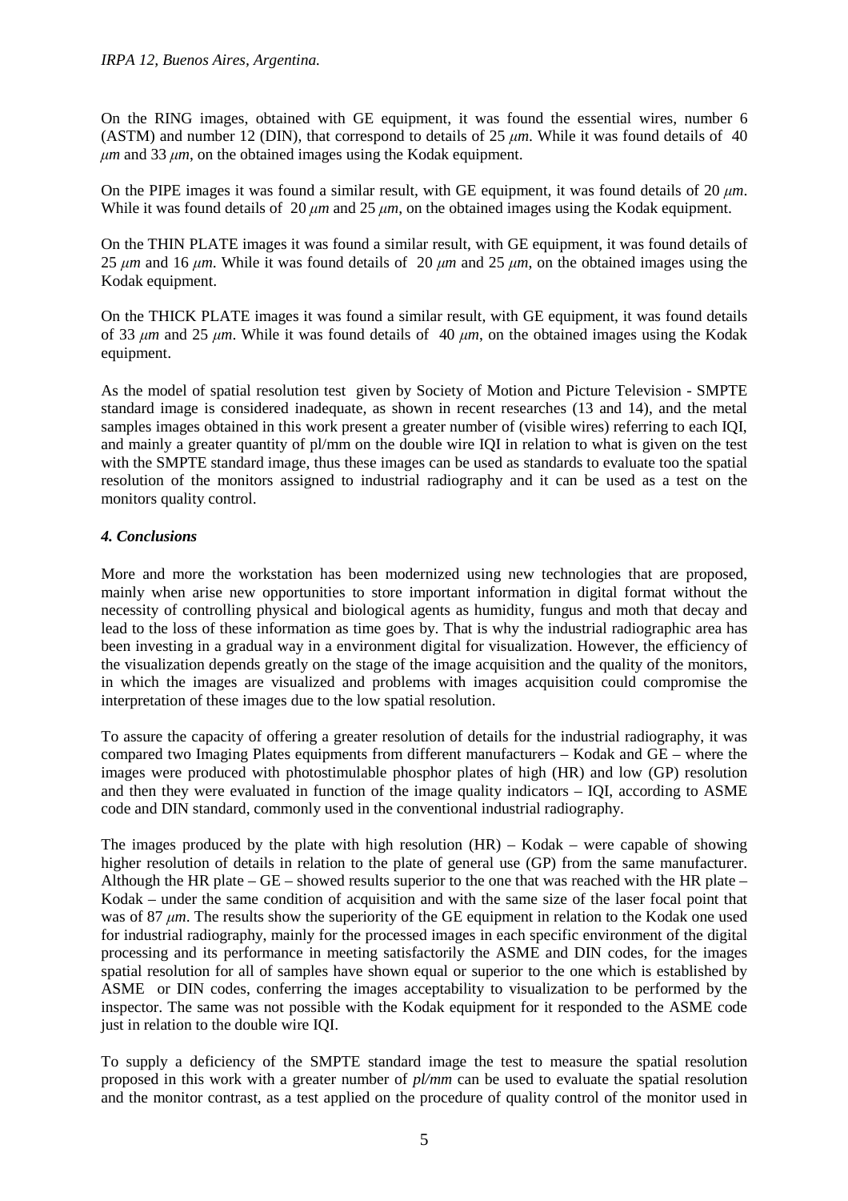On the RING images, obtained with GE equipment, it was found the essential wires, number 6 (ASTM) and number 12 (DIN), that correspond to details of 25 $\mu m$. While it was found details of 40 $\mu m$ and 33 $\mu m$, on the obtained images using the Kodak equipment.

On the PIPE images it was found a similar result, with GE equipment, it was found details of 20 $\mu m$. While it was found details of 20 $\mu m$ and 25 $\mu m$, on the obtained images using the Kodak equipment.

On the THIN PLATE images it was found a similar result, with GE equipment, it was found details of 25 $\mu m$ and 16 $\mu m$. While it was found details of 20 $\mu m$ and 25 $\mu m$, on the obtained images using the Kodak equipment.

On the THICK PLATE images it was found a similar result, with GE equipment, it was found details of 33 $\mu m$ and 25 $\mu m$. While it was found details of 40 $\mu m$, on the obtained images using the Kodak equipment.

As the model of spatial resolution test given by Society of Motion and Picture Television - SMPTE standard image is considered inadequate, as shown in recent researches (13 and 14), and the metal samples images obtained in this work present a greater number of (visible wires) referring to each IQI, and mainly a greater quantity of pl/mm on the double wire IQI in relation to what is given on the test with the SMPTE standard image, thus these images can be used as standards to evaluate too the spatial resolution of the monitors assigned to industrial radiography and it can be used as a test on the monitors quality control.

#### *4. Conclusions*

More and more the workstation has been modernized using new technologies that are proposed, mainly when arise new opportunities to store important information in digital format without the necessity of controlling physical and biological agents as humidity, fungus and moth that decay and lead to the loss of these information as time goes by. That is why the industrial radiographic area has been investing in a gradual way in a environment digital for visualization. However, the efficiency of the visualization depends greatly on the stage of the image acquisition and the quality of the monitors, in which the images are visualized and problems with images acquisition could compromise the interpretation of these images due to the low spatial resolution.

To assure the capacity of offering a greater resolution of details for the industrial radiography, it was compared two Imaging Plates equipments from different manufacturers – Kodak and GE – where the images were produced with photostimulable phosphor plates of high (HR) and low (GP) resolution and then they were evaluated in function of the image quality indicators – IQI, according to ASME code and DIN standard, commonly used in the conventional industrial radiography.

The images produced by the plate with high resolution (HR) – Kodak – were capable of showing higher resolution of details in relation to the plate of general use (GP) from the same manufacturer. Although the HR plate – GE – showed results superior to the one that was reached with the HR plate – Kodak – under the same condition of acquisition and with the same size of the laser focal point that was of 87 $\mu m$. The results show the superiority of the GE equipment in relation to the Kodak one used for industrial radiography, mainly for the processed images in each specific environment of the digital processing and its performance in meeting satisfactorily the ASME and DIN codes, for the images spatial resolution for all of samples have shown equal or superior to the one which is established by ASME or DIN codes, conferring the images acceptability to visualization to be performed by the inspector. The same was not possible with the Kodak equipment for it responded to the ASME code just in relation to the double wire IQI.

To supply a deficiency of the SMPTE standard image the test to measure the spatial resolution proposed in this work with a greater number of *pl/mm* can be used to evaluate the spatial resolution and the monitor contrast, as a test applied on the procedure of quality control of the monitor used in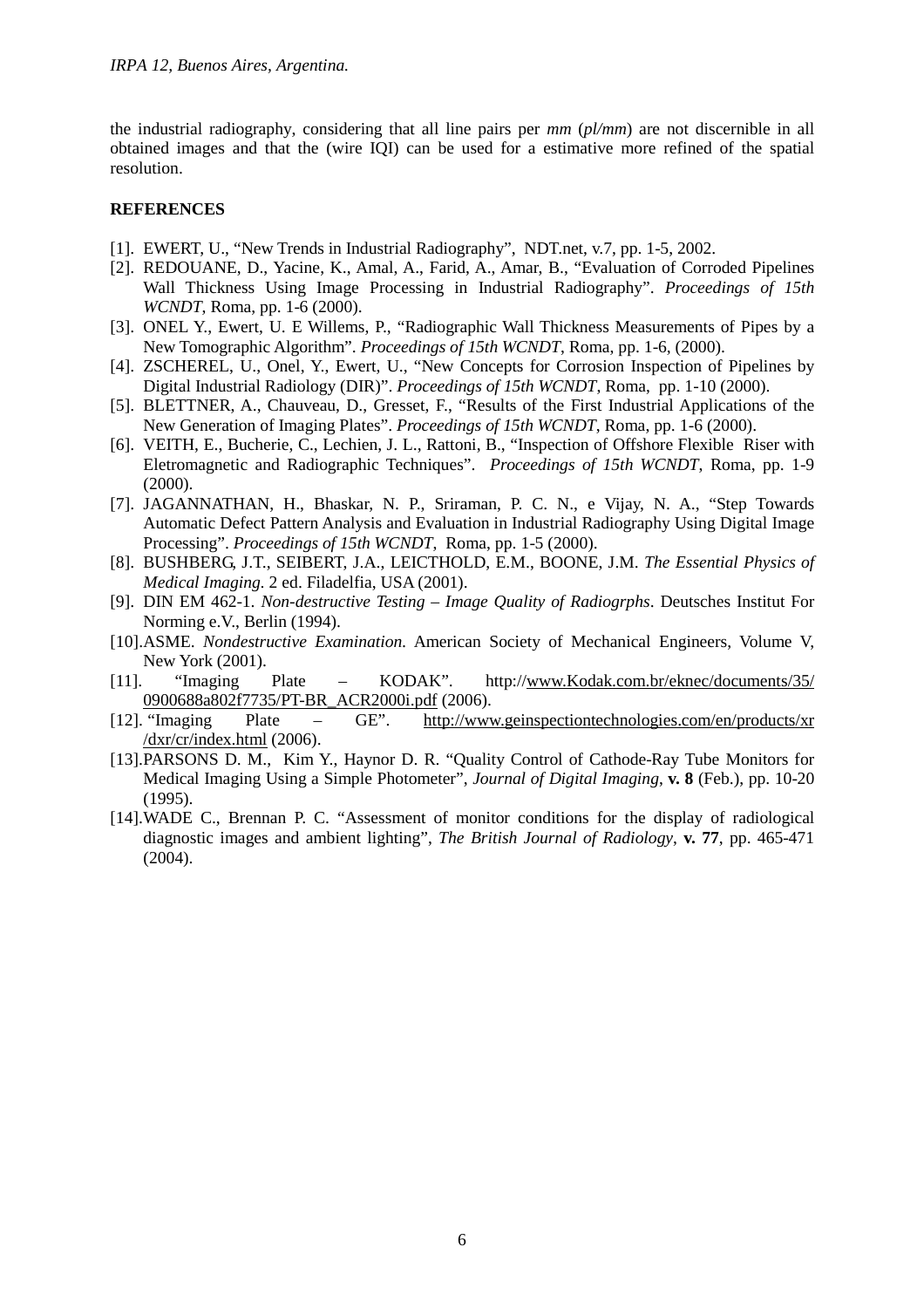the industrial radiography, considering that all line pairs per *mm* (*pl/mm*) are not discernible in all obtained images and that the (wire IQI) can be used for a estimative more refined of the spatial resolution.

**REFERENCES**

[1]. EWERT, U., "New Trends in Industrial Radiography", NDT.net, v.7, pp. 1-5, 2002.

[2]. REDOUANE, D., Yacine, K., Amal, A., Farid, A., Amar, B., "Evaluation of Corroded Pipelines Wall Thickness Using Image Processing in Industrial Radiography". *Proceedings of 15th WCNDT*, Roma, pp. 1-6 (2000).

[3]. ONEL Y., Ewert, U. E Willems, P., "Radiographic Wall Thickness Measurements of Pipes by a New Tomographic Algorithm". *Proceedings of 15th WCNDT*, Roma, pp. 1-6, (2000).

[4]. ZSCHEREL, U., Onel, Y., Ewert, U., "New Concepts for Corrosion Inspection of Pipelines by Digital Industrial Radiology (DIR)". *Proceedings of 15th WCNDT*, Roma, pp. 1-10 (2000).

[5]. BLETTNER, A., Chauveau, D., Gresset, F., "Results of the First Industrial Applications of the New Generation of Imaging Plates". *Proceedings of 15th WCNDT*, Roma, pp. 1-6 (2000).

[6]. VEITH, E., Bucherie, C., Lechien, J. L., Rattoni, B., "Inspection of Offshore Flexible Riser with Eletromagnetic and Radiographic Techniques". *Proceedings of 15th WCNDT*, Roma, pp. 1-9 (2000).

[7]. JAGANNATHAN, H., Bhaskar, N. P., Sriraman, P. C. N., e Vijay, N. A., "Step Towards Automatic Defect Pattern Analysis and Evaluation in Industrial Radiography Using Digital Image Processing". *Proceedings of 15th WCNDT*, Roma, pp. 1-5 (2000).

[8]. BUSHBERG, J.T., SEIBERT, J.A., LEICTHOLD, E.M., BOONE, J.M. *The Essential Physics of Medical Imaging*. 2 ed. Filadelfia, USA (2001).

[9]. DIN EM 462-1. *Non-destructive Testing – Image Quality of Radiogrphs*. Deutsches Institut For Norming e.V., Berlin (1994).

[10]. ASME. *Nondestructive Examination*. American Society of Mechanical Engineers, Volume V, New York (2001).

[11]. "Imaging Plate – KODAK". http://www.Kodak.com.br/eknec/documents/35/0900688a802f7735/PT-BR_ACR2000i.pdf (2006).

[12]. "Imaging Plate – GE". http://www.geinspectiontechnologies.com/en/products/xr/dxr/cr/index.html (2006).

[13]. PARSONS D. M., Kim Y., Haynor D. R. "Quality Control of Cathode-Ray Tube Monitors for Medical Imaging Using a Simple Photometer", *Journal of Digital Imaging*, **v. 8** (Feb.), pp. 10-20 (1995).

[14]. WADE C., Brennan P. C. "Assessment of monitor conditions for the display of radiological diagnostic images and ambient lighting", *The British Journal of Radiology*, **v. 77**, pp. 465-471 (2004).